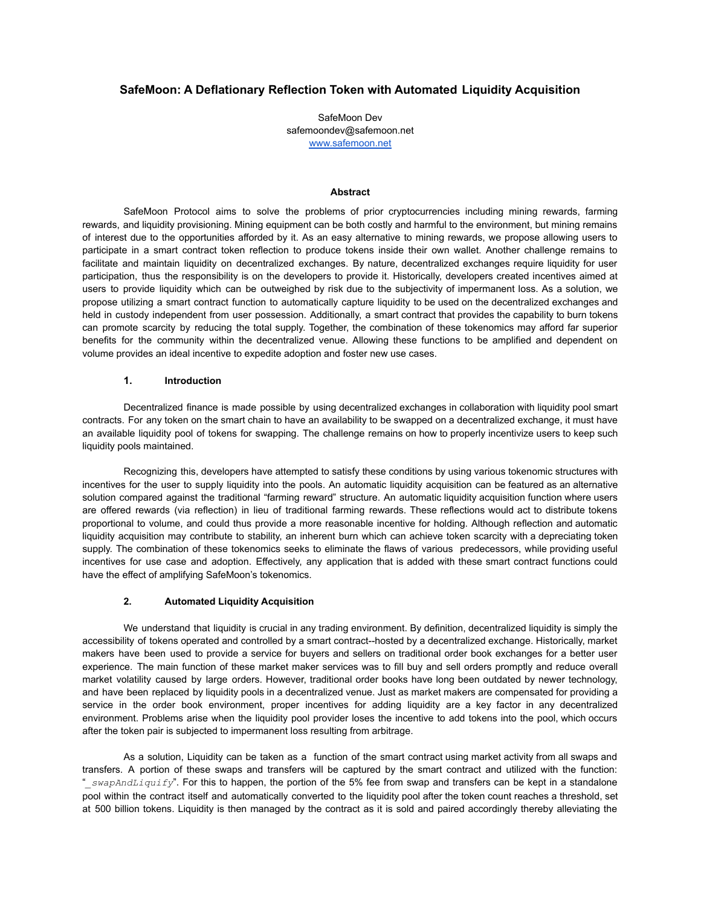# SafeMoon: A Deflationary Reflection Token with Automated Liquidity Acquisition

SafeMoon Dev
safemoondev@safemoon.net
www.safemoon.net

### Abstract

SafeMoon Protocol aims to solve the problems of prior cryptocurrencies including mining rewards, farming rewards, and liquidity provisioning. Mining equipment can be both costly and harmful to the environment, but mining remains of interest due to the opportunities afforded by it. As an easy alternative to mining rewards, we propose allowing users to participate in a smart contract token reflection to produce tokens inside their own wallet. Another challenge remains to facilitate and maintain liquidity on decentralized exchanges. By nature, decentralized exchanges require liquidity for user participation, thus the responsibility is on the developers to provide it. Historically, developers created incentives aimed at users to provide liquidity which can be outweighed by risk due to the subjectivity of impermanent loss. As a solution, we propose utilizing a smart contract function to automatically capture liquidity to be used on the decentralized exchanges and held in custody independent from user possession. Additionally, a smart contract that provides the capability to burn tokens can promote scarcity by reducing the total supply. Together, the combination of these tokenomics may afford far superior benefits for the community within the decentralized venue. Allowing these functions to be amplified and dependent on volume provides an ideal incentive to expedite adoption and foster new use cases.

## 1. Introduction

Decentralized finance is made possible by using decentralized exchanges in collaboration with liquidity pool smart contracts. For any token on the smart chain to have an availability to be swapped on a decentralized exchange, it must have an available liquidity pool of tokens for swapping. The challenge remains on how to properly incentivize users to keep such liquidity pools maintained.

Recognizing this, developers have attempted to satisfy these conditions by using various tokenomic structures with incentives for the user to supply liquidity into the pools. An automatic liquidity acquisition can be featured as an alternative solution compared against the traditional "farming reward" structure. An automatic liquidity acquisition function where users are offered rewards (via reflection) in lieu of traditional farming rewards. These reflections would act to distribute tokens proportional to volume, and could thus provide a more reasonable incentive for holding. Although reflection and automatic liquidity acquisition may contribute to stability, an inherent burn which can achieve token scarcity with a depreciating token supply. The combination of these tokenomics seeks to eliminate the flaws of various predecessors, while providing useful incentives for use case and adoption. Effectively, any application that is added with these smart contract functions could have the effect of amplifying SafeMoon's tokenomics.

## 2. Automated Liquidity Acquisition

We understand that liquidity is crucial in any trading environment. By definition, decentralized liquidity is simply the accessibility of tokens operated and controlled by a smart contract--hosted by a decentralized exchange. Historically, market makers have been used to provide a service for buyers and sellers on traditional order book exchanges for a better user experience. The main function of these market maker services was to fill buy and sell orders promptly and reduce overall market volatility caused by large orders. However, traditional order books have long been outdated by newer technology, and have been replaced by liquidity pools in a decentralized venue. Just as market makers are compensated for providing a service in the order book environment, proper incentives for adding liquidity are a key factor in any decentralized environment. Problems arise when the liquidity pool provider loses the incentive to add tokens into the pool, which occurs after the token pair is subjected to impermanent loss resulting from arbitrage.

As a solution, Liquidity can be taken as a function of the smart contract using market activity from all swaps and transfers. A portion of these swaps and transfers will be captured by the smart contract and utilized with the function: "*_swapAndLiquify*". For this to happen, the portion of the 5% fee from swap and transfers can be kept in a standalone pool within the contract itself and automatically converted to the liquidity pool after the token count reaches a threshold, set at 500 billion tokens. Liquidity is then managed by the contract as it is sold and paired accordingly thereby alleviating the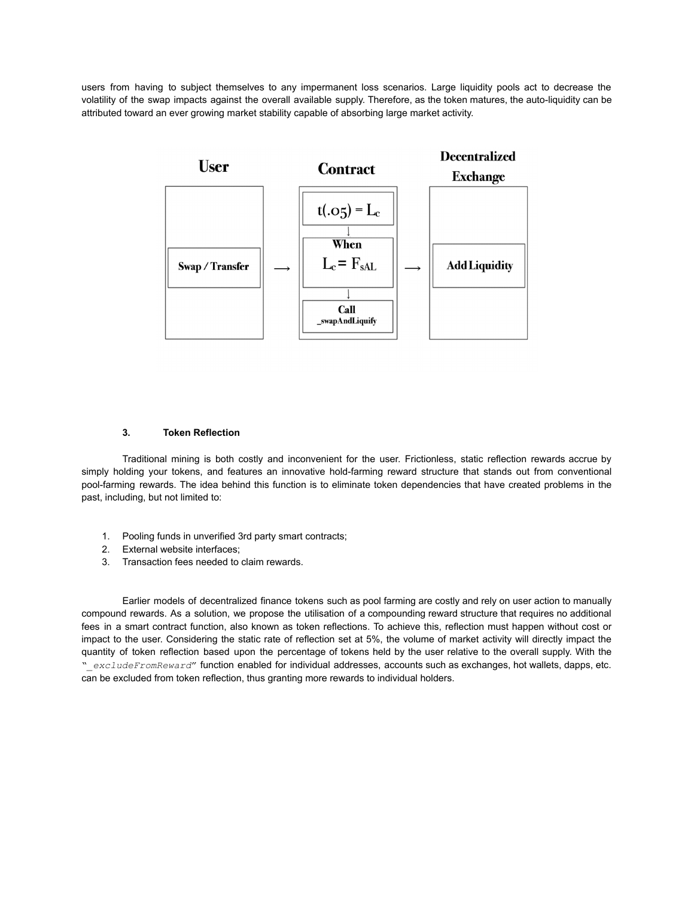users from having to subject themselves to any impermanent loss scenarios. Large liquidity pools act to decrease the volatility of the swap impacts against the overall available supply. Therefore, as the token matures, the auto-liquidity can be attributed toward an ever growing market stability capable of absorbing large market activity.

| User | | Contract | | Decentralized Exchange |
|---|---|---|---|---|
| Swap / Transfer | ⟶ | $t(.05) = L_c$ ↓ When $L_c = F_{sAL}$ ↓ Call _swapAndLiquify | ⟶ | Add Liquidity |

### 3. Token Reflection

Traditional mining is both costly and inconvenient for the user. Frictionless, static reflection rewards accrue by simply holding your tokens, and features an innovative hold-farming reward structure that stands out from conventional pool-farming rewards. The idea behind this function is to eliminate token dependencies that have created problems in the past, including, but not limited to:

1. Pooling funds in unverified 3rd party smart contracts;
2. External website interfaces;
3. Transaction fees needed to claim rewards.

Earlier models of decentralized finance tokens such as pool farming are costly and rely on user action to manually compound rewards. As a solution, we propose the utilisation of a compounding reward structure that requires no additional fees in a smart contract function, also known as token reflections. To achieve this, reflection must happen without cost or impact to the user. Considering the static rate of reflection set at 5%, the volume of market activity will directly impact the quantity of token reflection based upon the percentage of tokens held by the user relative to the overall supply. With the "`_excludeFromReward`" function enabled for individual addresses, accounts such as exchanges, hot wallets, dapps, etc. can be excluded from token reflection, thus granting more rewards to individual holders.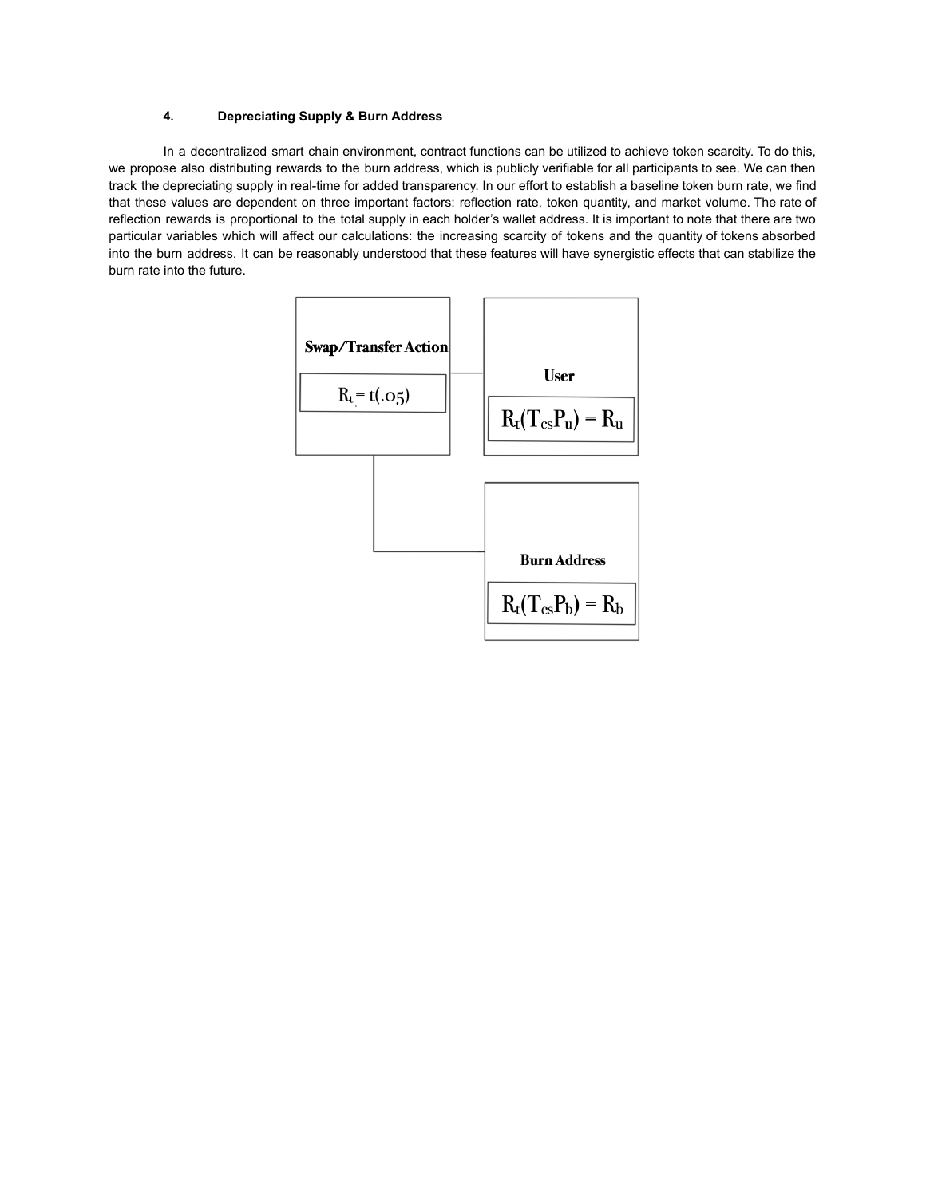## 4. Depreciating Supply & Burn Address

In a decentralized smart chain environment, contract functions can be utilized to achieve token scarcity. To do this, we propose also distributing rewards to the burn address, which is publicly verifiable for all participants to see. We can then track the depreciating supply in real-time for added transparency. In our effort to establish a baseline token burn rate, we find that these values are dependent on three important factors: reflection rate, token quantity, and market volume. The rate of reflection rewards is proportional to the total supply in each holder's wallet address. It is important to note that there are two particular variables which will affect our calculations: the increasing scarcity of tokens and the quantity of tokens absorbed into the burn address. It can be reasonably understood that these features will have synergistic effects that can stabilize the burn rate into the future.

**Swap/Transfer Action**

$R_t = t(.05)$

**User**

$R_t(T_{cs}P_u) = R_u$

**Burn Address**

$R_t(T_{cs}P_b) = R_b$